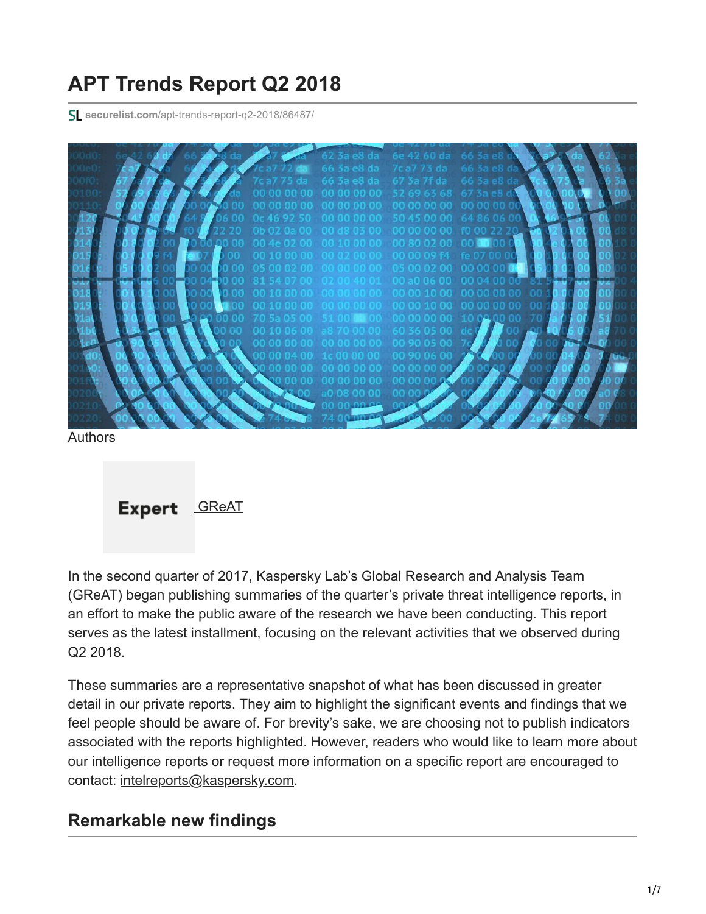# APT Trends Report Q2 2018

securelist.com/apt-trends-report-q2-2018/86487/

Authors

Expert [GReAT]

In the second quarter of 2017, Kaspersky Lab's Global Research and Analysis Team (GReAT) began publishing summaries of the quarter's private threat intelligence reports, in an effort to make the public aware of the research we have been conducting. This report serves as the latest installment, focusing on the relevant activities that we observed during Q2 2018.

These summaries are a representative snapshot of what has been discussed in greater detail in our private reports. They aim to highlight the significant events and findings that we feel people should be aware of. For brevity's sake, we are choosing not to publish indicators associated with the reports highlighted. However, readers who would like to learn more about our intelligence reports or request more information on a specific report are encouraged to contact: intelreports@kaspersky.com.

## Remarkable new findings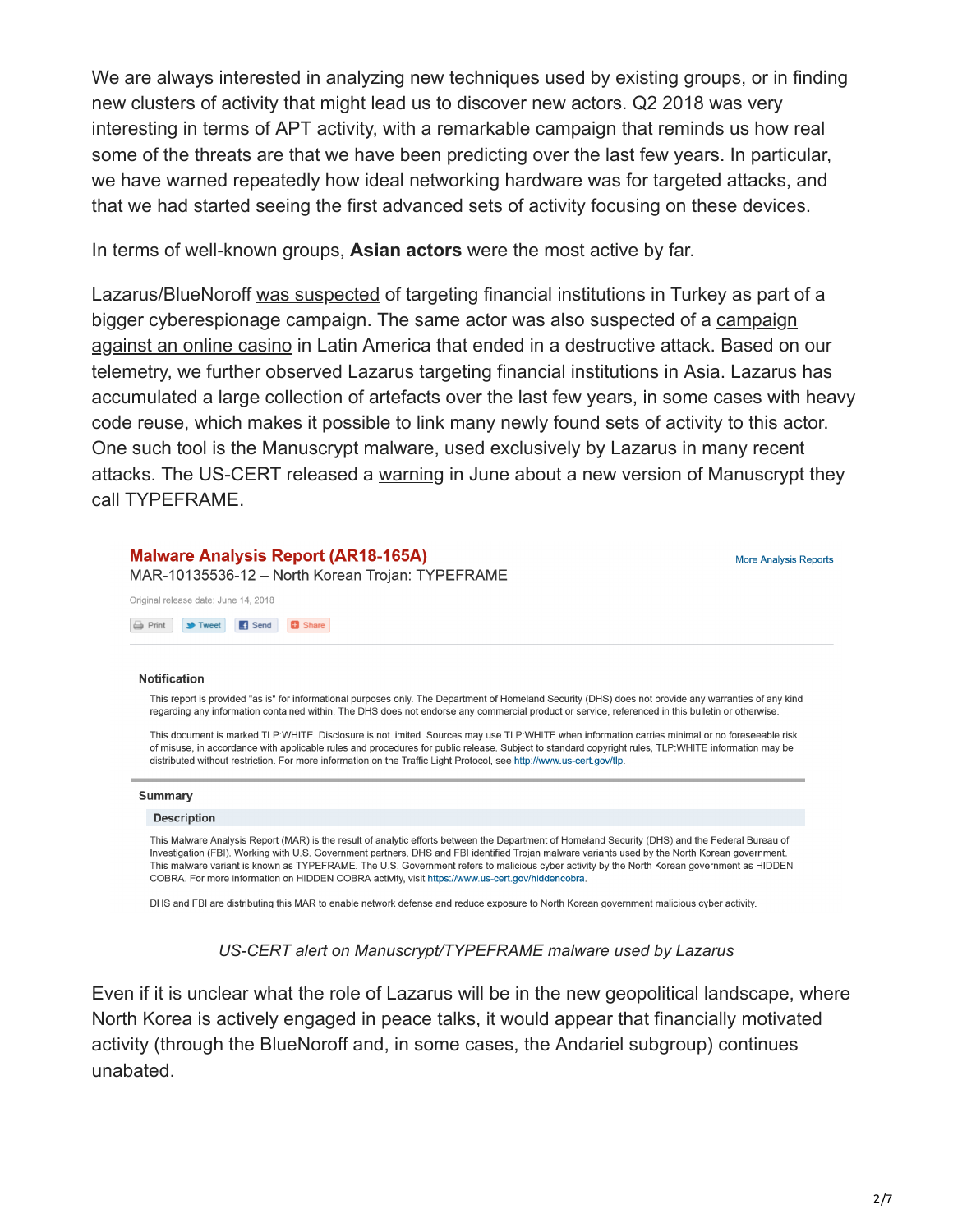We are always interested in analyzing new techniques used by existing groups, or in finding new clusters of activity that might lead us to discover new actors. Q2 2018 was very interesting in terms of APT activity, with a remarkable campaign that reminds us how real some of the threats are that we have been predicting over the last few years. In particular, we have warned repeatedly how ideal networking hardware was for targeted attacks, and that we had started seeing the first advanced sets of activity focusing on these devices.

In terms of well-known groups, **Asian actors** were the most active by far.

Lazarus/BlueNoroff was suspected of targeting financial institutions in Turkey as part of a bigger cyberespionage campaign. The same actor was also suspected of a campaign against an online casino in Latin America that ended in a destructive attack. Based on our telemetry, we further observed Lazarus targeting financial institutions in Asia. Lazarus has accumulated a large collection of artefacts over the last few years, in some cases with heavy code reuse, which makes it possible to link many newly found sets of activity to this actor. One such tool is the Manuscrypt malware, used exclusively by Lazarus in many recent attacks. The US-CERT released a warning in June about a new version of Manuscrypt they call TYPEFRAME.

**Malware Analysis Report (AR18-165A)**

MAR-10135536-12 – North Korean Trojan: TYPEFRAME

More Analysis Reports

Original release date: June 14, 2018

Print | Tweet | Send | Share

**Notification**

This report is provided "as is" for informational purposes only. The Department of Homeland Security (DHS) does not provide any warranties of any kind regarding any information contained within. The DHS does not endorse any commercial product or service, referenced in this bulletin or otherwise.

This document is marked TLP:WHITE. Disclosure is not limited. Sources may use TLP:WHITE when information carries minimal or no foreseeable risk of misuse, in accordance with applicable rules and procedures for public release. Subject to standard copyright rules, TLP:WHITE information may be distributed without restriction. For more information on the Traffic Light Protocol, see http://www.us-cert.gov/tlp.

**Summary**

**Description**

This Malware Analysis Report (MAR) is the result of analytic efforts between the Department of Homeland Security (DHS) and the Federal Bureau of Investigation (FBI). Working with U.S. Government partners, DHS and FBI identified Trojan malware variants used by the North Korean government. This malware variant is known as TYPEFRAME. The U.S. Government refers to malicious cyber activity by the North Korean government as HIDDEN COBRA. For more information on HIDDEN COBRA activity, visit https://www.us-cert.gov/hiddencobra.

DHS and FBI are distributing this MAR to enable network defense and reduce exposure to North Korean government malicious cyber activity.

*US-CERT alert on Manuscrypt/TYPEFRAME malware used by Lazarus*

Even if it is unclear what the role of Lazarus will be in the new geopolitical landscape, where North Korea is actively engaged in peace talks, it would appear that financially motivated activity (through the BlueNoroff and, in some cases, the Andariel subgroup) continues unabated.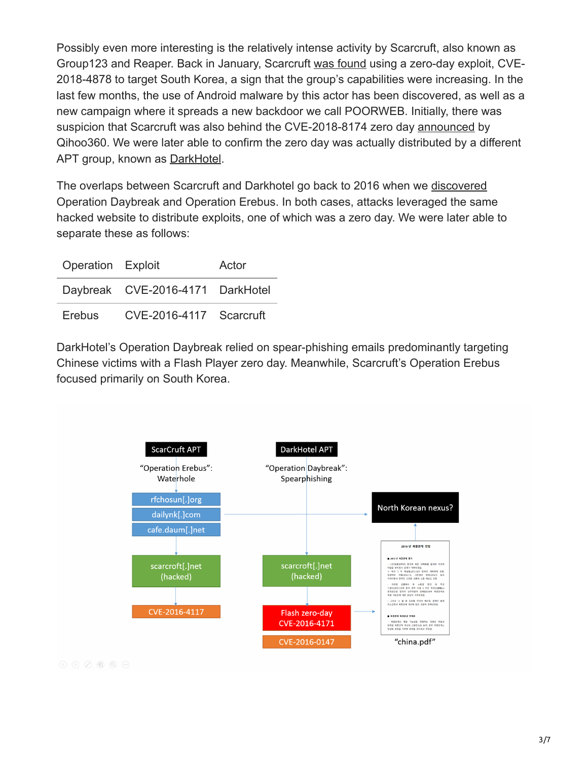Possibly even more interesting is the relatively intense activity by Scarcruft, also known as Group123 and Reaper. Back in January, Scarcruft was found using a zero-day exploit, CVE-2018-4878 to target South Korea, a sign that the group's capabilities were increasing. In the last few months, the use of Android malware by this actor has been discovered, as well as a new campaign where it spreads a new backdoor we call POORWEB. Initially, there was suspicion that Scarcruft was also behind the CVE-2018-8174 zero day announced by Qihoo360. We were later able to confirm the zero day was actually distributed by a different APT group, known as DarkHotel.

The overlaps between Scarcruft and Darkhotel go back to 2016 when we discovered Operation Daybreak and Operation Erebus. In both cases, attacks leveraged the same hacked website to distribute exploits, one of which was a zero day. We were later able to separate these as follows:

| Operation | Exploit | Actor |
| --- | --- | --- |
| Daybreak | CVE-2016-4171 | DarkHotel |
| Erebus | CVE-2016-4117 | Scarcruft |

DarkHotel's Operation Daybreak relied on spear-phishing emails predominantly targeting Chinese victims with a Flash Player zero day. Meanwhile, Scarcruft's Operation Erebus focused primarily on South Korea.

ScarCruft APT — "Operation Erebus": Waterhole → rfchosun[.]org / dailynk[.]com / cafe.daum[.]net → scarcroft[.]net (hacked) → CVE-2016-4117

DarkHotel APT — "Operation Daybreak": Spearphishing → scarcroft[.]net (hacked) → Flash zero-day CVE-2016-4171 / CVE-2016-0147

North Korean nexus?

"china.pdf"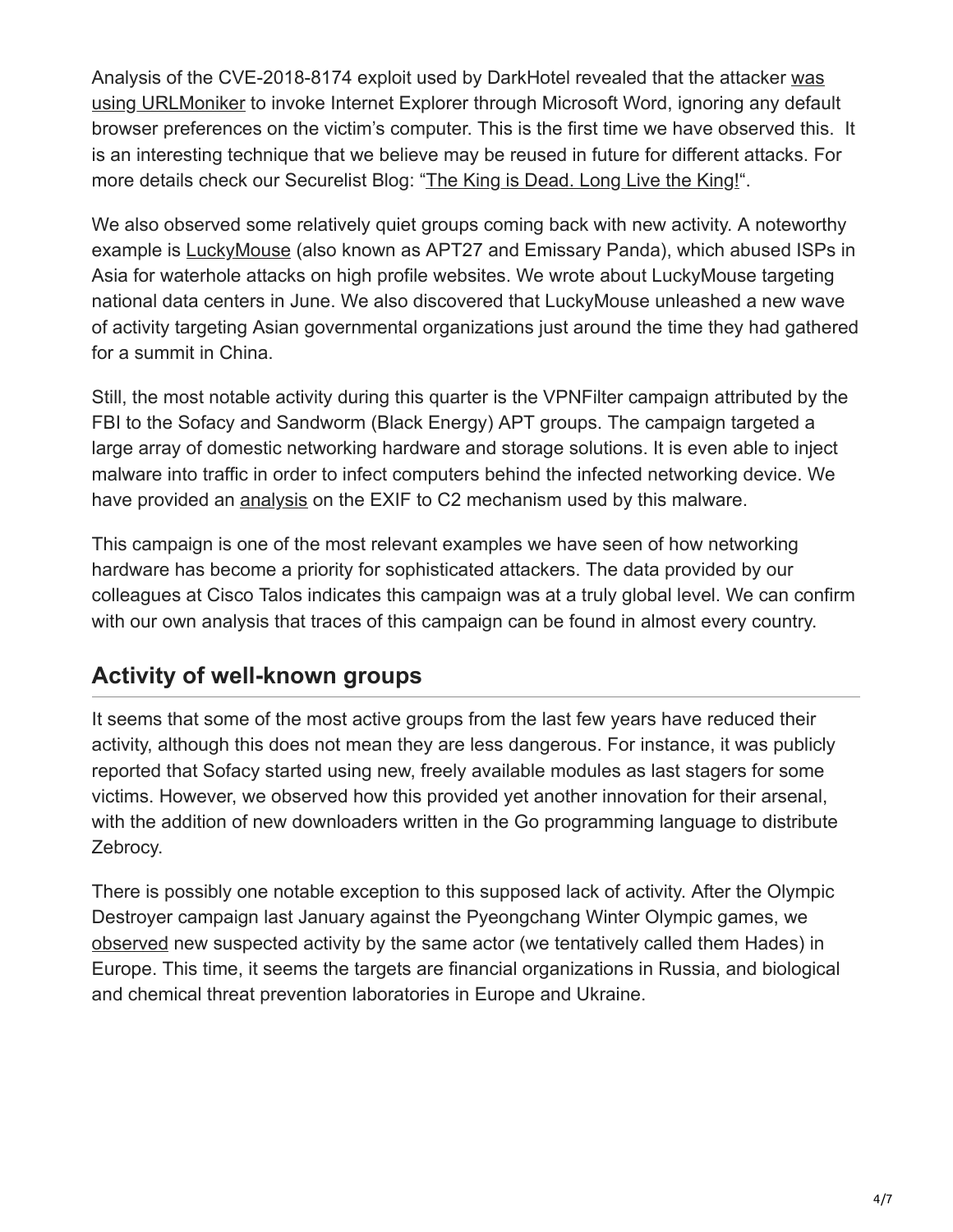Analysis of the CVE-2018-8174 exploit used by DarkHotel revealed that the attacker was using URLMoniker to invoke Internet Explorer through Microsoft Word, ignoring any default browser preferences on the victim's computer. This is the first time we have observed this. It is an interesting technique that we believe may be reused in future for different attacks. For more details check our Securelist Blog: "The King is Dead. Long Live the King!".

We also observed some relatively quiet groups coming back with new activity. A noteworthy example is LuckyMouse (also known as APT27 and Emissary Panda), which abused ISPs in Asia for waterhole attacks on high profile websites. We wrote about LuckyMouse targeting national data centers in June. We also discovered that LuckyMouse unleashed a new wave of activity targeting Asian governmental organizations just around the time they had gathered for a summit in China.

Still, the most notable activity during this quarter is the VPNFilter campaign attributed by the FBI to the Sofacy and Sandworm (Black Energy) APT groups. The campaign targeted a large array of domestic networking hardware and storage solutions. It is even able to inject malware into traffic in order to infect computers behind the infected networking device. We have provided an analysis on the EXIF to C2 mechanism used by this malware.

This campaign is one of the most relevant examples we have seen of how networking hardware has become a priority for sophisticated attackers. The data provided by our colleagues at Cisco Talos indicates this campaign was at a truly global level. We can confirm with our own analysis that traces of this campaign can be found in almost every country.

## Activity of well-known groups

It seems that some of the most active groups from the last few years have reduced their activity, although this does not mean they are less dangerous. For instance, it was publicly reported that Sofacy started using new, freely available modules as last stagers for some victims. However, we observed how this provided yet another innovation for their arsenal, with the addition of new downloaders written in the Go programming language to distribute Zebrocy.

There is possibly one notable exception to this supposed lack of activity. After the Olympic Destroyer campaign last January against the Pyeongchang Winter Olympic games, we observed new suspected activity by the same actor (we tentatively called them Hades) in Europe. This time, it seems the targets are financial organizations in Russia, and biological and chemical threat prevention laboratories in Europe and Ukraine.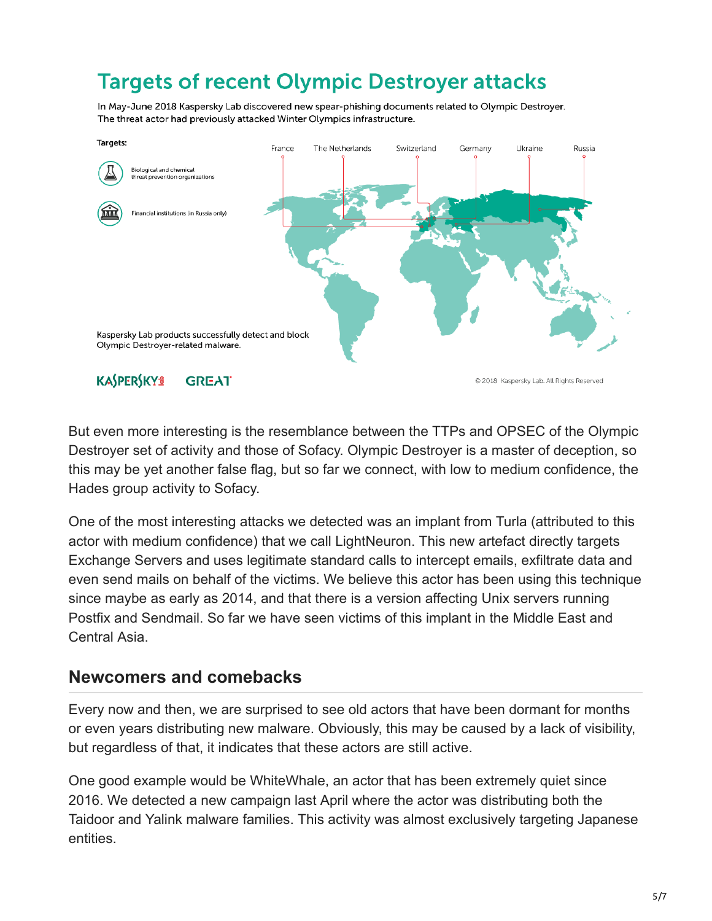# Targets of recent Olympic Destroyer attacks

In May-June 2018 Kaspersky Lab discovered new spear-phishing documents related to Olympic Destroyer. The threat actor had previously attacked Winter Olympics infrastructure.

Targets:

Biological and chemical threat prevention organizations

Financial institutions (in Russia only)

France | The Netherlands | Switzerland | Germany | Ukraine | Russia

Kaspersky Lab products successfully detect and block Olympic Destroyer-related malware.

KASPERSKY GREAT © 2018 Kaspersky Lab. All Rights Reserved

But even more interesting is the resemblance between the TTPs and OPSEC of the Olympic Destroyer set of activity and those of Sofacy. Olympic Destroyer is a master of deception, so this may be yet another false flag, but so far we connect, with low to medium confidence, the Hades group activity to Sofacy.

One of the most interesting attacks we detected was an implant from Turla (attributed to this actor with medium confidence) that we call LightNeuron. This new artefact directly targets Exchange Servers and uses legitimate standard calls to intercept emails, exfiltrate data and even send mails on behalf of the victims. We believe this actor has been using this technique since maybe as early as 2014, and that there is a version affecting Unix servers running Postfix and Sendmail. So far we have seen victims of this implant in the Middle East and Central Asia.

## Newcomers and comebacks

Every now and then, we are surprised to see old actors that have been dormant for months or even years distributing new malware. Obviously, this may be caused by a lack of visibility, but regardless of that, it indicates that these actors are still active.

One good example would be WhiteWhale, an actor that has been extremely quiet since 2016. We detected a new campaign last April where the actor was distributing both the Taidoor and Yalink malware families. This activity was almost exclusively targeting Japanese entities.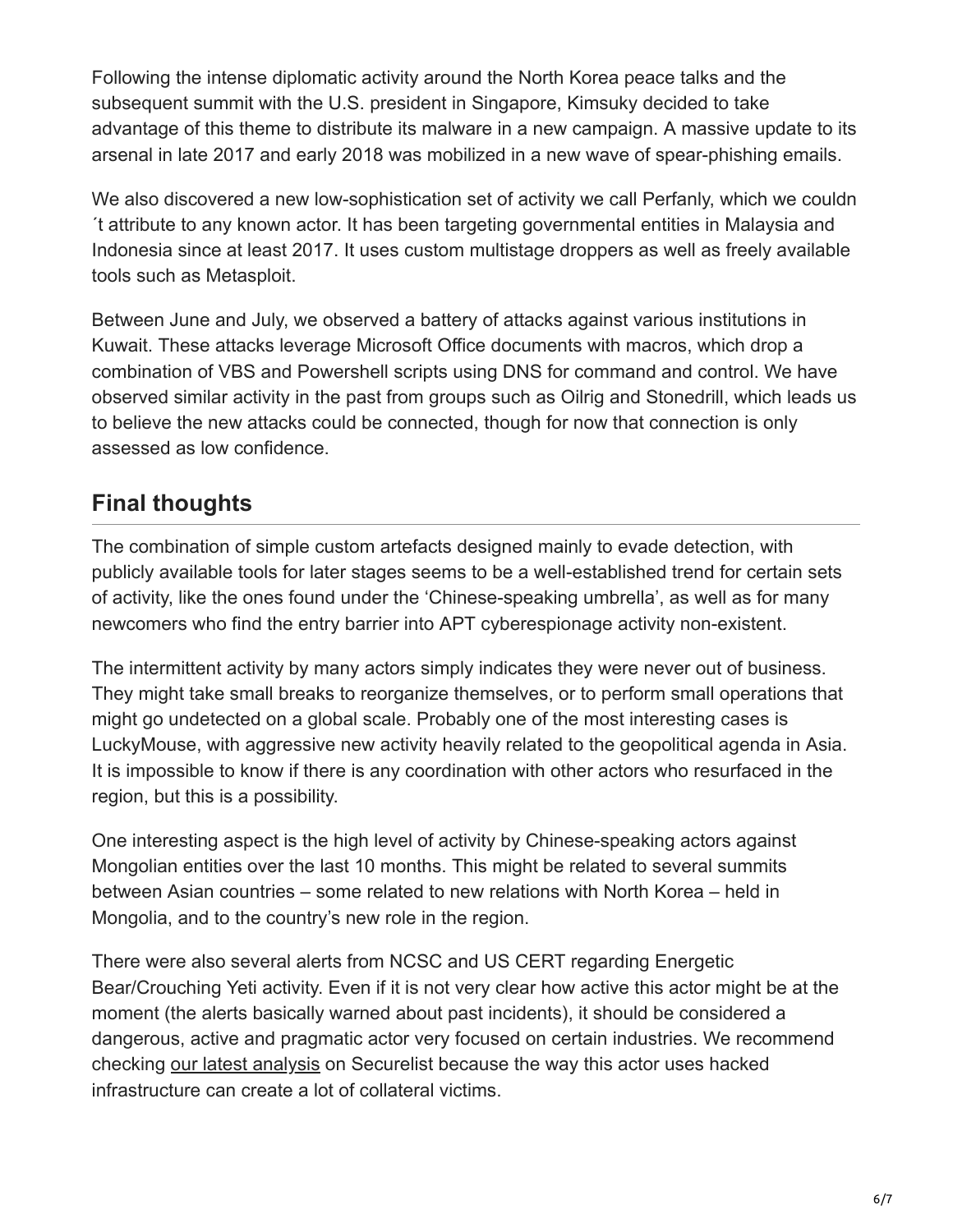Following the intense diplomatic activity around the North Korea peace talks and the subsequent summit with the U.S. president in Singapore, Kimsuky decided to take advantage of this theme to distribute its malware in a new campaign. A massive update to its arsenal in late 2017 and early 2018 was mobilized in a new wave of spear-phishing emails.

We also discovered a new low-sophistication set of activity we call Perfanly, which we couldn´t attribute to any known actor. It has been targeting governmental entities in Malaysia and Indonesia since at least 2017. It uses custom multistage droppers as well as freely available tools such as Metasploit.

Between June and July, we observed a battery of attacks against various institutions in Kuwait. These attacks leverage Microsoft Office documents with macros, which drop a combination of VBS and Powershell scripts using DNS for command and control. We have observed similar activity in the past from groups such as Oilrig and Stonedrill, which leads us to believe the new attacks could be connected, though for now that connection is only assessed as low confidence.

## Final thoughts

The combination of simple custom artefacts designed mainly to evade detection, with publicly available tools for later stages seems to be a well-established trend for certain sets of activity, like the ones found under the 'Chinese-speaking umbrella', as well as for many newcomers who find the entry barrier into APT cyberespionage activity non-existent.

The intermittent activity by many actors simply indicates they were never out of business. They might take small breaks to reorganize themselves, or to perform small operations that might go undetected on a global scale. Probably one of the most interesting cases is LuckyMouse, with aggressive new activity heavily related to the geopolitical agenda in Asia. It is impossible to know if there is any coordination with other actors who resurfaced in the region, but this is a possibility.

One interesting aspect is the high level of activity by Chinese-speaking actors against Mongolian entities over the last 10 months. This might be related to several summits between Asian countries – some related to new relations with North Korea – held in Mongolia, and to the country's new role in the region.

There were also several alerts from NCSC and US CERT regarding Energetic Bear/Crouching Yeti activity. Even if it is not very clear how active this actor might be at the moment (the alerts basically warned about past incidents), it should be considered a dangerous, active and pragmatic actor very focused on certain industries. We recommend checking our latest analysis on Securelist because the way this actor uses hacked infrastructure can create a lot of collateral victims.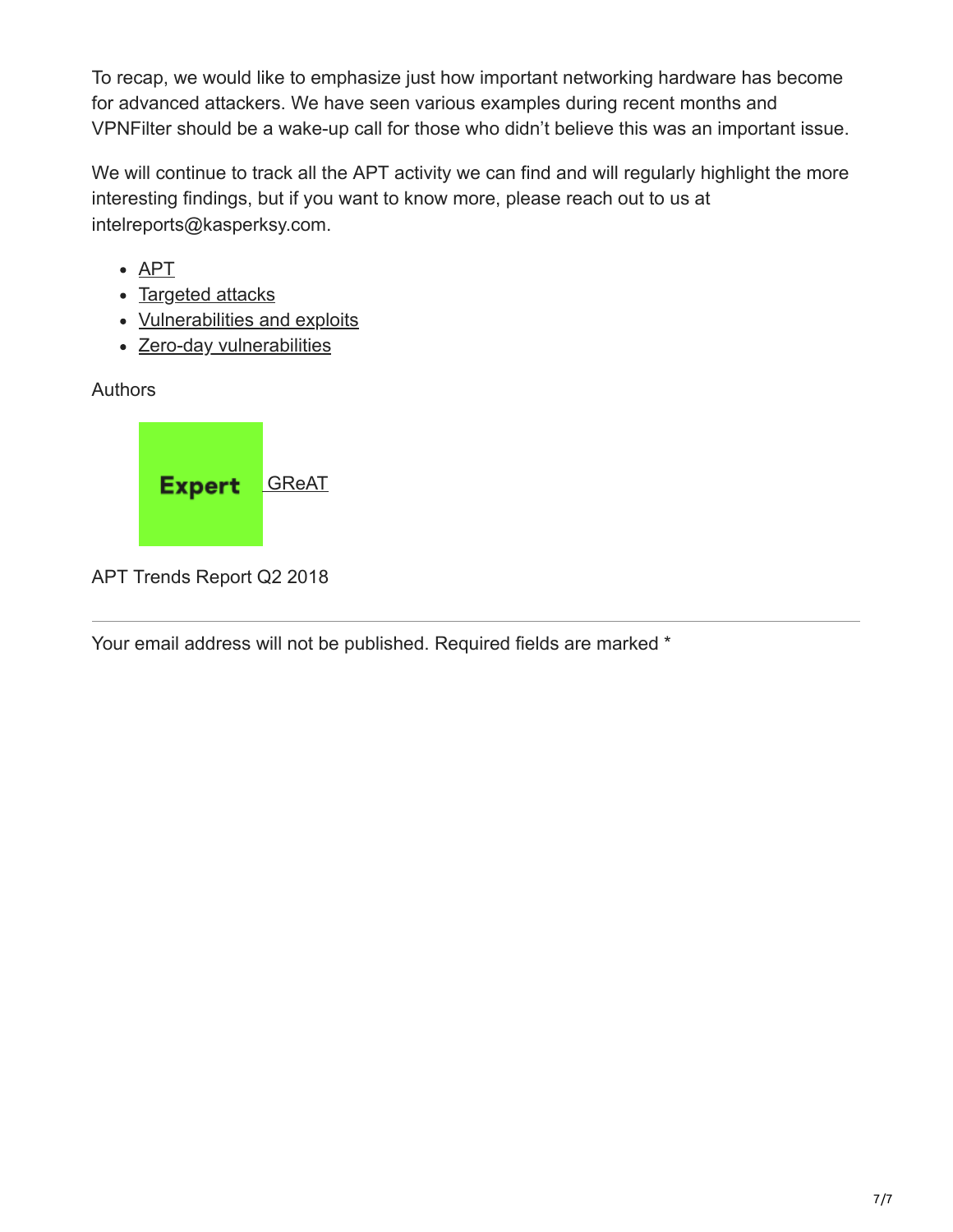To recap, we would like to emphasize just how important networking hardware has become for advanced attackers. We have seen various examples during recent months and VPNFilter should be a wake-up call for those who didn't believe this was an important issue.

We will continue to track all the APT activity we can find and will regularly highlight the more interesting findings, but if you want to know more, please reach out to us at intelreports@kasperksy.com.

- APT
- Targeted attacks
- Vulnerabilities and exploits
- Zero-day vulnerabilities

Authors

Expert GReAT

APT Trends Report Q2 2018

---

Your email address will not be published. Required fields are marked *